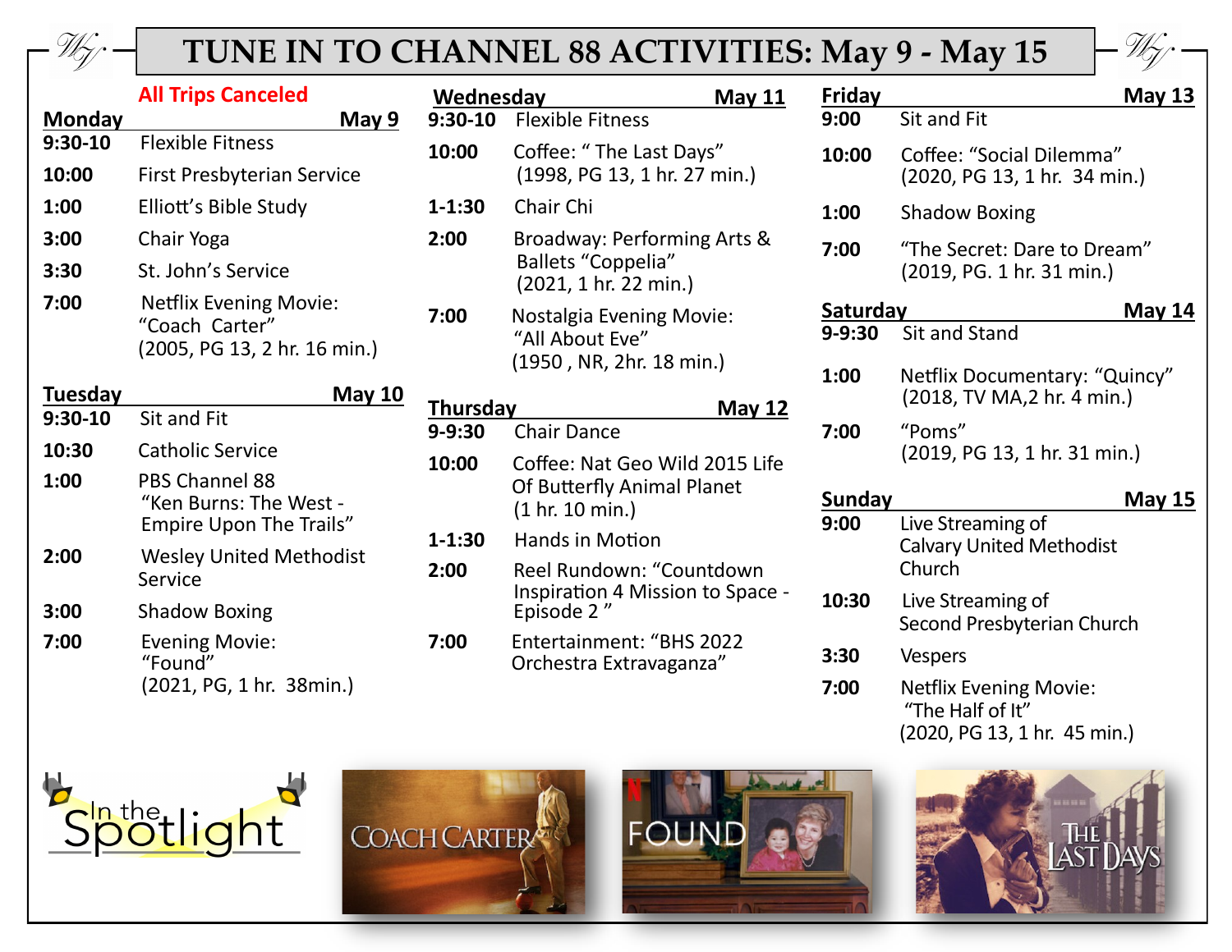# TUNE IN TO CHANNEL 88 ACTIVITIES: May 9 - May 15

**All Trips Canceled**

## Monday — May 9

- **9:30-10** Flexible Fitness
- **10:00** First Presbyterian Service
- **1:00** Elliott's Bible Study
- **3:00** Chair Yoga
- **3:30** St. John's Service
- **7:00** Netflix Evening Movie: "Coach Carter" (2005, PG 13, 2 hr. 16 min.)

## Tuesday — May 10

- **9:30-10** Sit and Fit
- **10:30** Catholic Service
- **1:00** PBS Channel 88 "Ken Burns: The West - Empire Upon The Trails"
- **2:00** Wesley United Methodist Service
- **3:00** Shadow Boxing
- **7:00** Evening Movie: "Found" (2021, PG, 1 hr. 38min.)

## Wednesday — May 11

- **9:30-10** Flexible Fitness
- **10:00** Coffee: " The Last Days" (1998, PG 13, 1 hr. 27 min.)
- **1-1:30** Chair Chi
- **2:00** Broadway: Performing Arts & Ballets "Coppelia" (2021, 1 hr. 22 min.)
- **7:00** Nostalgia Evening Movie: "All About Eve" (1950 , NR, 2hr. 18 min.)

## Thursday — May 12

- **9-9:30** Chair Dance
- **10:00** Coffee: Nat Geo Wild 2015 Life Of Butterfly Animal Planet (1 hr. 10 min.)
- **1-1:30** Hands in Motion
- **2:00** Reel Rundown: "Countdown Inspiration 4 Mission to Space - Episode 2 "
- **7:00** Entertainment: "BHS 2022 Orchestra Extravaganza"

## Friday — May 13

- **9:00** Sit and Fit
- **10:00** Coffee: "Social Dilemma" (2020, PG 13, 1 hr. 34 min.)
- **1:00** Shadow Boxing
- **7:00** "The Secret: Dare to Dream" (2019, PG. 1 hr. 31 min.)

## Saturday — May 14

- **9-9:30** Sit and Stand
- **1:00** Netflix Documentary: "Quincy" (2018, TV MA,2 hr. 4 min.)
- **7:00** "Poms" (2019, PG 13, 1 hr. 31 min.)

## Sunday — May 15

- **9:00** Live Streaming of Calvary United Methodist Church
- **10:30** Live Streaming of Second Presbyterian Church
- **3:30** Vespers
- **7:00** Netflix Evening Movie: "The Half of It" (2020, PG 13, 1 hr. 45 min.)

In the Spotlight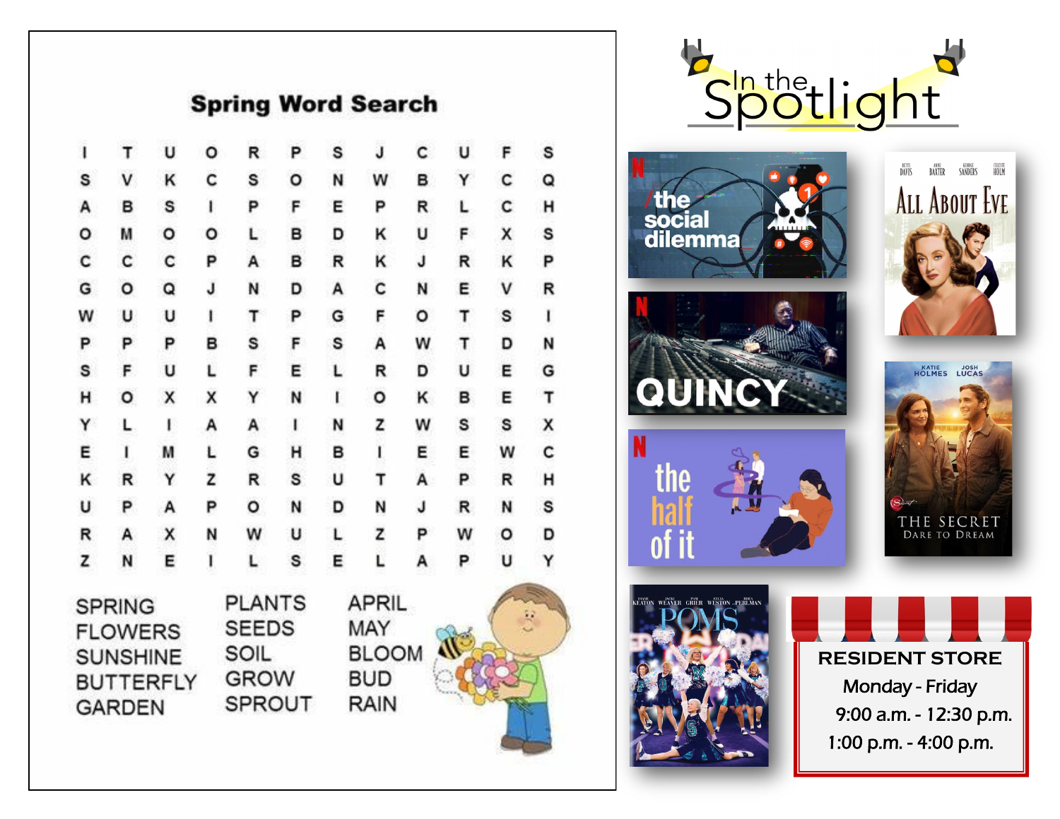## Spring Word Search

| | | | | | | | | | | | |
|---|---|---|---|---|---|---|---|---|---|---|---|
| I | T | U | O | R | P | S | J | C | U | F | S |
| S | V | K | C | S | O | N | W | B | Y | C | Q |
| A | B | S | I | P | F | E | P | R | L | C | H |
| O | M | O | O | L | B | D | K | U | F | X | S |
| C | C | C | P | A | B | R | K | J | R | K | P |
| G | O | Q | J | N | D | A | C | N | E | V | R |
| W | U | U | I | T | P | G | F | O | T | S | I |
| P | P | P | B | S | F | S | A | W | T | D | N |
| S | F | U | L | F | E | L | R | D | U | E | G |
| H | O | X | X | Y | N | I | O | K | B | E | T |
| Y | L | I | A | A | I | N | Z | W | S | S | X |
| E | I | M | L | G | H | B | I | E | E | W | C |
| K | R | Y | Z | R | S | U | T | A | P | R | H |
| U | P | A | P | O | N | D | N | J | R | N | S |
| R | A | X | N | W | U | L | Z | P | W | O | D |
| Z | N | E | I | L | S | E | L | A | P | U | Y |

SPRING
FLOWERS
SUNSHINE
BUTTERFLY
GARDEN

PLANTS
SEEDS
SOIL
GROW
SPROUT

APRIL
MAY
BLOOM
BUD
RAIN

## In the Spotlight

the social dilemma

QUINCY

the half of it

All About Eve

The Secret: Dare to Dream

Poms

### RESIDENT STORE

Monday - Friday

9:00 a.m. - 12:30 p.m.

1:00 p.m. - 4:00 p.m.